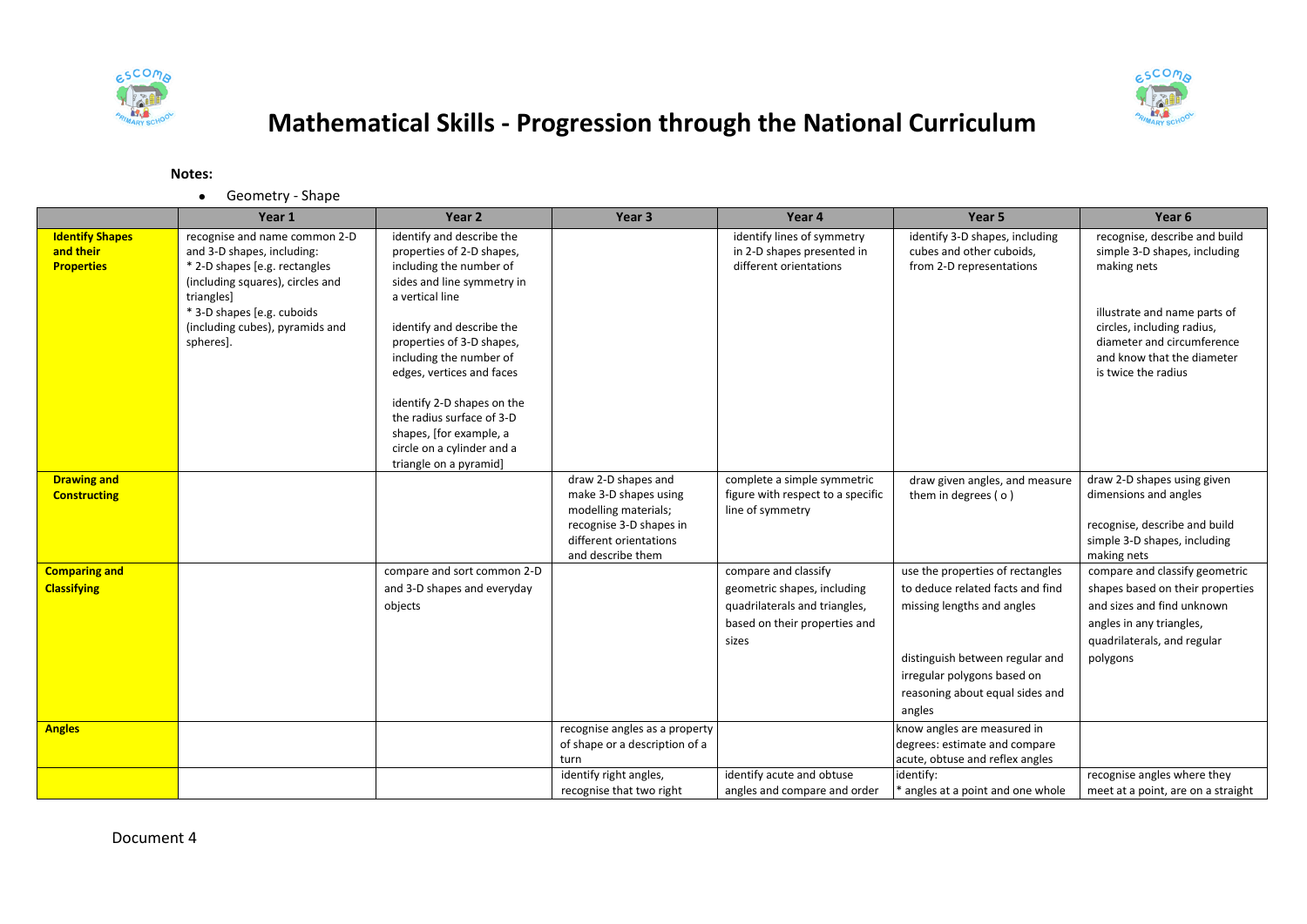# Mathematical Skills - Progression through the National Curriculum

**Notes:**

- Geometry - Shape

| | Year 1 | Year 2 | Year 3 | Year 4 | Year 5 | Year 6 |
|---|---|---|---|---|---|---|
| **Identify Shapes and their Properties** | recognise and name common 2-D and 3-D shapes, including:<br>* 2-D shapes [e.g. rectangles (including squares), circles and triangles]<br>* 3-D shapes [e.g. cuboids (including cubes), pyramids and spheres]. | identify and describe the properties of 2-D shapes, including the number of sides and line symmetry in a vertical line<br><br>identify and describe the properties of 3-D shapes, including the number of edges, vertices and faces<br><br>identify 2-D shapes on the the radius surface of 3-D shapes, [for example, a circle on a cylinder and a triangle on a pyramid] | | identify lines of symmetry in 2-D shapes presented in different orientations | identify 3-D shapes, including cubes and other cuboids, from 2-D representations | recognise, describe and build simple 3-D shapes, including making nets<br><br>illustrate and name parts of circles, including radius, diameter and circumference and know that the diameter is twice the radius |
| **Drawing and Constructing** | | | draw 2-D shapes and make 3-D shapes using modelling materials; recognise 3-D shapes in different orientations and describe them | complete a simple symmetric figure with respect to a specific line of symmetry | draw given angles, and measure them in degrees ( o ) | draw 2-D shapes using given dimensions and angles<br><br>recognise, describe and build simple 3-D shapes, including making nets |
| **Comparing and Classifying** | | compare and sort common 2-D and 3-D shapes and everyday objects | | compare and classify geometric shapes, including quadrilaterals and triangles, based on their properties and sizes | use the properties of rectangles to deduce related facts and find missing lengths and angles<br><br>distinguish between regular and irregular polygons based on reasoning about equal sides and angles | compare and classify geometric shapes based on their properties and sizes and find unknown angles in any triangles, quadrilaterals, and regular polygons |
| **Angles** | | | recognise angles as a property of shape or a description of a turn | | know angles are measured in degrees: estimate and compare acute, obtuse and reflex angles | |
| | | | identify right angles, recognise that two right | identify acute and obtuse angles and compare and order | identify:<br>* angles at a point and one whole | recognise angles where they meet at a point, are on a straight |

Document 4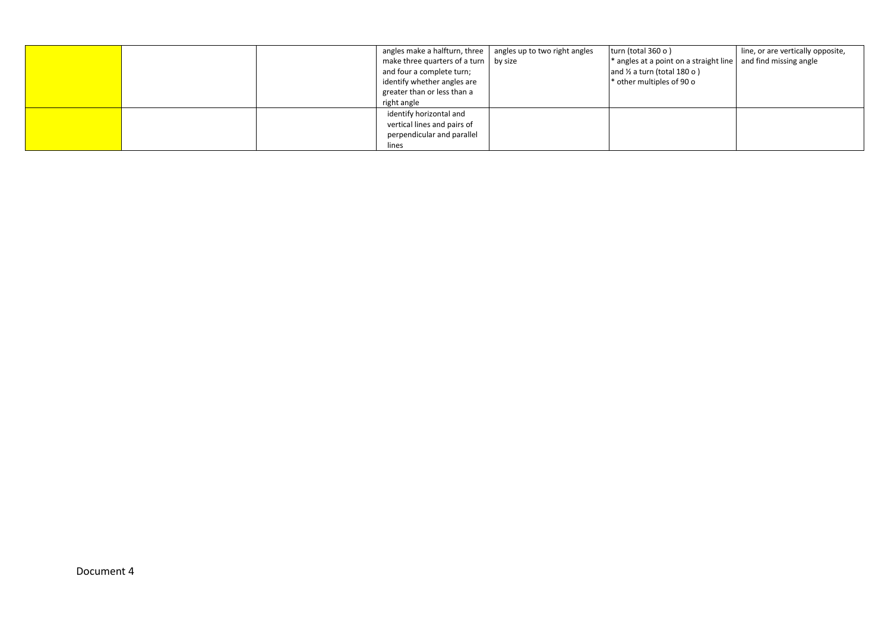| | | | | | | |
|---|---|---|---|---|---|---|
| | | | angles make a halfturn, three make three quarters of a turn and four a complete turn; identify whether angles are greater than or less than a right angle | angles up to two right angles by size | turn (total 360 o ) * angles at a point on a straight line and ½ a turn (total 180 o ) * other multiples of 90 o | line, or are vertically opposite, and find missing angle |
| | | | identify horizontal and vertical lines and pairs of perpendicular and parallel lines | | | |

Document 4